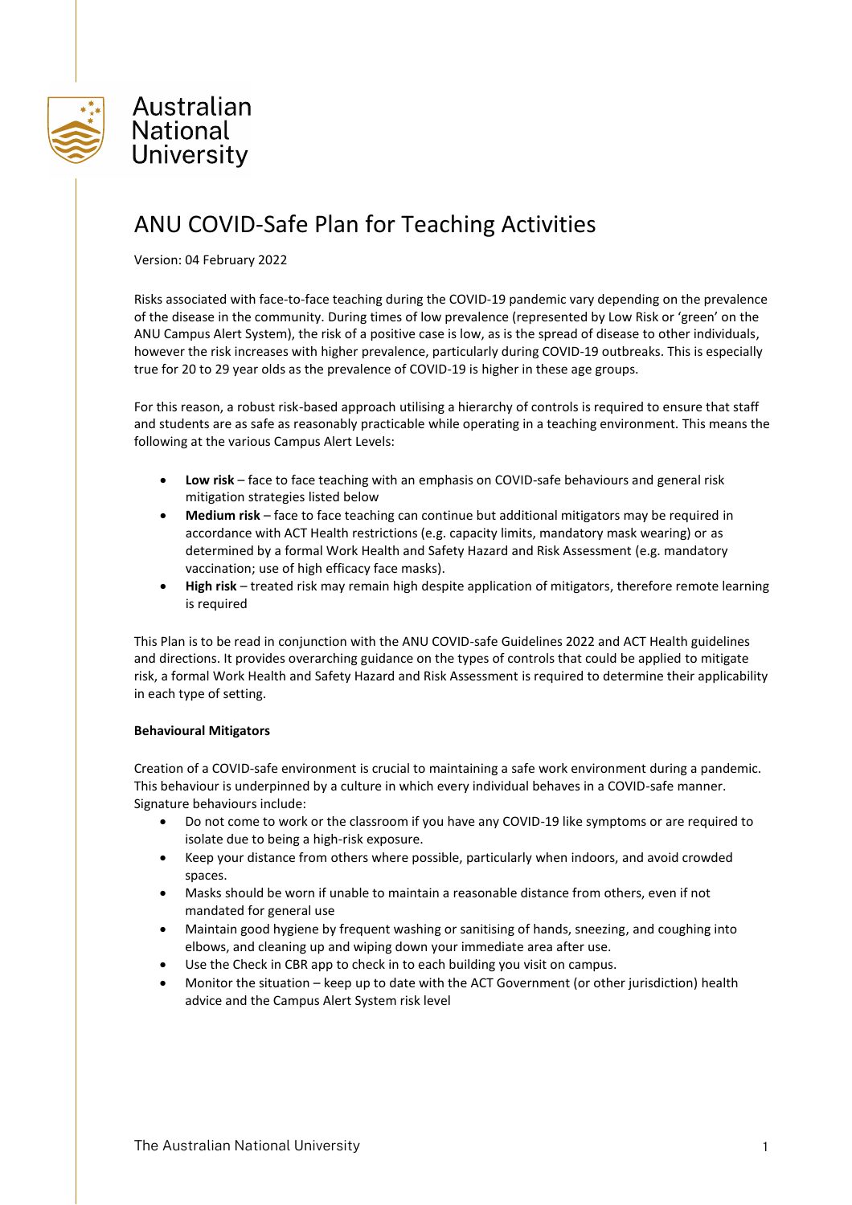Australian National University

# ANU COVID-Safe Plan for Teaching Activities

Version: 04 February 2022

Risks associated with face-to-face teaching during the COVID-19 pandemic vary depending on the prevalence of the disease in the community. During times of low prevalence (represented by Low Risk or 'green' on the ANU Campus Alert System), the risk of a positive case is low, as is the spread of disease to other individuals, however the risk increases with higher prevalence, particularly during COVID-19 outbreaks. This is especially true for 20 to 29 year olds as the prevalence of COVID-19 is higher in these age groups.

For this reason, a robust risk-based approach utilising a hierarchy of controls is required to ensure that staff and students are as safe as reasonably practicable while operating in a teaching environment. This means the following at the various Campus Alert Levels:

- **Low risk** – face to face teaching with an emphasis on COVID-safe behaviours and general risk mitigation strategies listed below
- **Medium risk** – face to face teaching can continue but additional mitigators may be required in accordance with ACT Health restrictions (e.g. capacity limits, mandatory mask wearing) or as determined by a formal Work Health and Safety Hazard and Risk Assessment (e.g. mandatory vaccination; use of high efficacy face masks).
- **High risk** – treated risk may remain high despite application of mitigators, therefore remote learning is required

This Plan is to be read in conjunction with the ANU COVID-safe Guidelines 2022 and ACT Health guidelines and directions. It provides overarching guidance on the types of controls that could be applied to mitigate risk, a formal Work Health and Safety Hazard and Risk Assessment is required to determine their applicability in each type of setting.

**Behavioural Mitigators**

Creation of a COVID-safe environment is crucial to maintaining a safe work environment during a pandemic. This behaviour is underpinned by a culture in which every individual behaves in a COVID-safe manner. Signature behaviours include:

- Do not come to work or the classroom if you have any COVID-19 like symptoms or are required to isolate due to being a high-risk exposure.
- Keep your distance from others where possible, particularly when indoors, and avoid crowded spaces.
- Masks should be worn if unable to maintain a reasonable distance from others, even if not mandated for general use
- Maintain good hygiene by frequent washing or sanitising of hands, sneezing, and coughing into elbows, and cleaning up and wiping down your immediate area after use.
- Use the Check in CBR app to check in to each building you visit on campus.
- Monitor the situation – keep up to date with the ACT Government (or other jurisdiction) health advice and the Campus Alert System risk level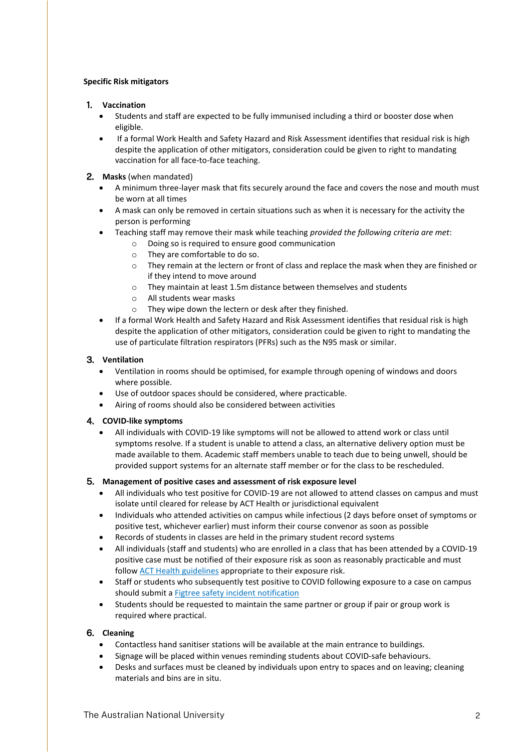**Specific Risk mitigators**

1. **Vaccination**
   - Students and staff are expected to be fully immunised including a third or booster dose when eligible.
   - If a formal Work Health and Safety Hazard and Risk Assessment identifies that residual risk is high despite the application of other mitigators, consideration could be given to right to mandating vaccination for all face-to-face teaching.

2. **Masks** (when mandated)
   - A minimum three-layer mask that fits securely around the face and covers the nose and mouth must be worn at all times
   - A mask can only be removed in certain situations such as when it is necessary for the activity the person is performing
   - Teaching staff may remove their mask while teaching *provided the following criteria are met*:
     - Doing so is required to ensure good communication
     - They are comfortable to do so.
     - They remain at the lectern or front of class and replace the mask when they are finished or if they intend to move around
     - They maintain at least 1.5m distance between themselves and students
     - All students wear masks
     - They wipe down the lectern or desk after they finished.
   - If a formal Work Health and Safety Hazard and Risk Assessment identifies that residual risk is high despite the application of other mitigators, consideration could be given to right to mandating the use of particulate filtration respirators (PFRs) such as the N95 mask or similar.

3. **Ventilation**
   - Ventilation in rooms should be optimised, for example through opening of windows and doors where possible.
   - Use of outdoor spaces should be considered, where practicable.
   - Airing of rooms should also be considered between activities

4. **COVID-like symptoms**
   - All individuals with COVID-19 like symptoms will not be allowed to attend work or class until symptoms resolve. If a student is unable to attend a class, an alternative delivery option must be made available to them. Academic staff members unable to teach due to being unwell, should be provided support systems for an alternate staff member or for the class to be rescheduled.

5. **Management of positive cases and assessment of risk exposure level**
   - All individuals who test positive for COVID-19 are not allowed to attend classes on campus and must isolate until cleared for release by ACT Health or jurisdictional equivalent
   - Individuals who attended activities on campus while infectious (2 days before onset of symptoms or positive test, whichever earlier) must inform their course convenor as soon as possible
   - Records of students in classes are held in the primary student record systems
   - All individuals (staff and students) who are enrolled in a class that has been attended by a COVID-19 positive case must be notified of their exposure risk as soon as reasonably practicable and must follow ACT Health guidelines appropriate to their exposure risk.
   - Staff or students who subsequently test positive to COVID following exposure to a case on campus should submit a Figtree safety incident notification
   - Students should be requested to maintain the same partner or group if pair or group work is required where practical.

6. **Cleaning**
   - Contactless hand sanitiser stations will be available at the main entrance to buildings.
   - Signage will be placed within venues reminding students about COVID-safe behaviours.
   - Desks and surfaces must be cleaned by individuals upon entry to spaces and on leaving; cleaning materials and bins are in situ.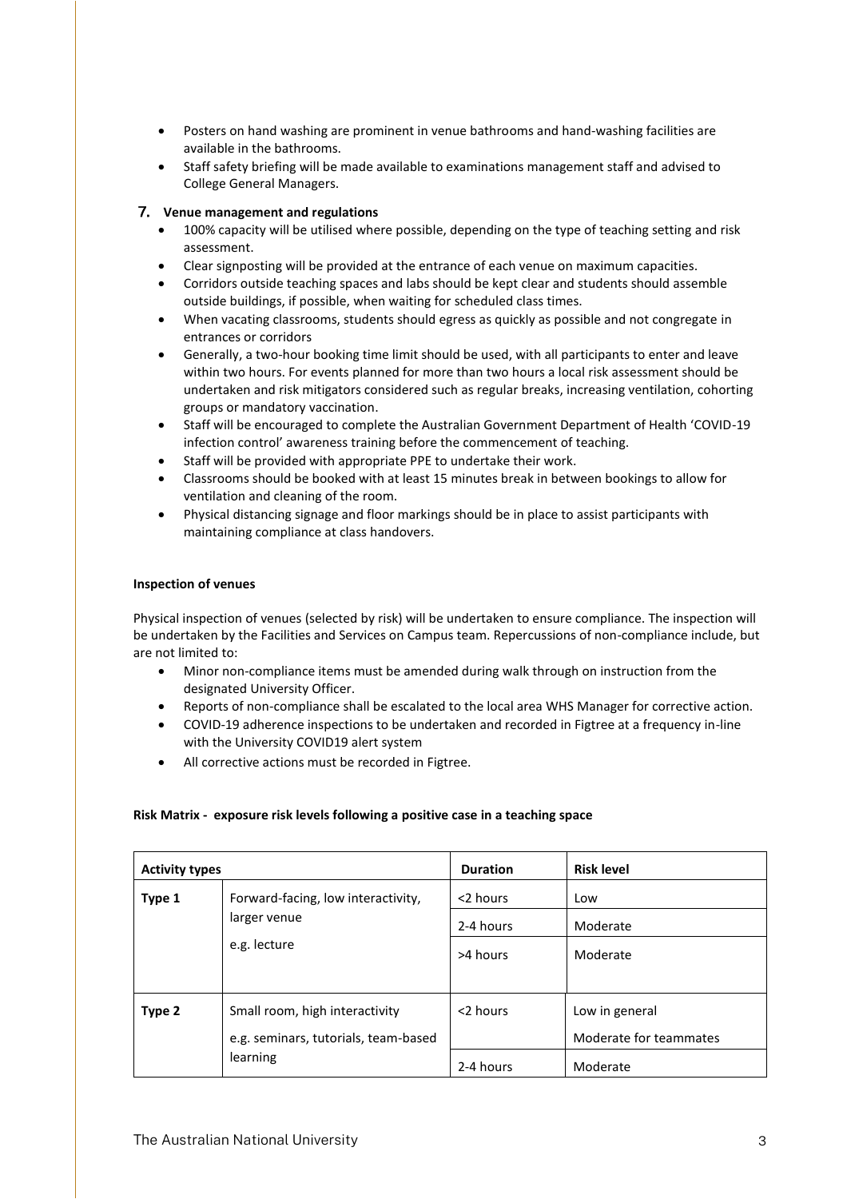- Posters on hand washing are prominent in venue bathrooms and hand-washing facilities are available in the bathrooms.
- Staff safety briefing will be made available to examinations management staff and advised to College General Managers.

## 7. Venue management and regulations

- 100% capacity will be utilised where possible, depending on the type of teaching setting and risk assessment.
- Clear signposting will be provided at the entrance of each venue on maximum capacities.
- Corridors outside teaching spaces and labs should be kept clear and students should assemble outside buildings, if possible, when waiting for scheduled class times.
- When vacating classrooms, students should egress as quickly as possible and not congregate in entrances or corridors
- Generally, a two-hour booking time limit should be used, with all participants to enter and leave within two hours. For events planned for more than two hours a local risk assessment should be undertaken and risk mitigators considered such as regular breaks, increasing ventilation, cohorting groups or mandatory vaccination.
- Staff will be encouraged to complete the Australian Government Department of Health 'COVID-19 infection control' awareness training before the commencement of teaching.
- Staff will be provided with appropriate PPE to undertake their work.
- Classrooms should be booked with at least 15 minutes break in between bookings to allow for ventilation and cleaning of the room.
- Physical distancing signage and floor markings should be in place to assist participants with maintaining compliance at class handovers.

**Inspection of venues**

Physical inspection of venues (selected by risk) will be undertaken to ensure compliance. The inspection will be undertaken by the Facilities and Services on Campus team. Repercussions of non-compliance include, but are not limited to:

- Minor non-compliance items must be amended during walk through on instruction from the designated University Officer.
- Reports of non-compliance shall be escalated to the local area WHS Manager for corrective action.
- COVID-19 adherence inspections to be undertaken and recorded in Figtree at a frequency in-line with the University COVID19 alert system
- All corrective actions must be recorded in Figtree.

**Risk Matrix - exposure risk levels following a positive case in a teaching space**

| Activity types | | Duration | Risk level |
|---|---|---|---|
| Type 1 | Forward-facing, low interactivity, larger venue e.g. lecture | <2 hours | Low |
| | | 2-4 hours | Moderate |
| | | >4 hours | Moderate |
| Type 2 | Small room, high interactivity e.g. seminars, tutorials, team-based learning | <2 hours | Low in general Moderate for teammates |
| | | 2-4 hours | Moderate |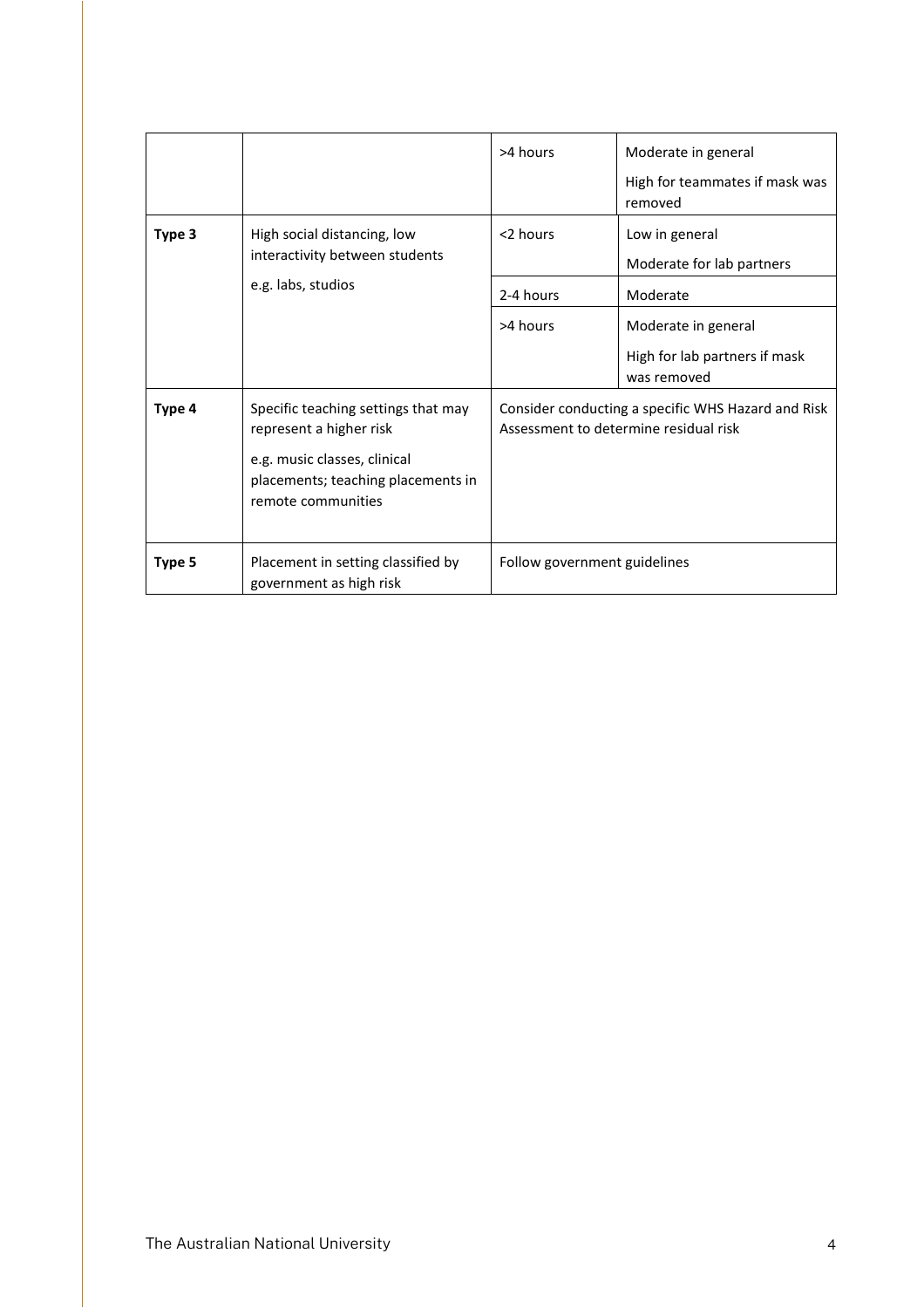| | | | |
|---|---|---|---|
| | | >4 hours | Moderate in general<br><br>High for teammates if mask was removed |
| **Type 3** | High social distancing, low interactivity between students<br><br>e.g. labs, studios | <2 hours | Low in general<br><br>Moderate for lab partners |
| | | 2-4 hours | Moderate |
| | | >4 hours | Moderate in general<br><br>High for lab partners if mask was removed |
| **Type 4** | Specific teaching settings that may represent a higher risk<br><br>e.g. music classes, clinical placements; teaching placements in remote communities | Consider conducting a specific WHS Hazard and Risk Assessment to determine residual risk | |
| **Type 5** | Placement in setting classified by government as high risk | Follow government guidelines | |